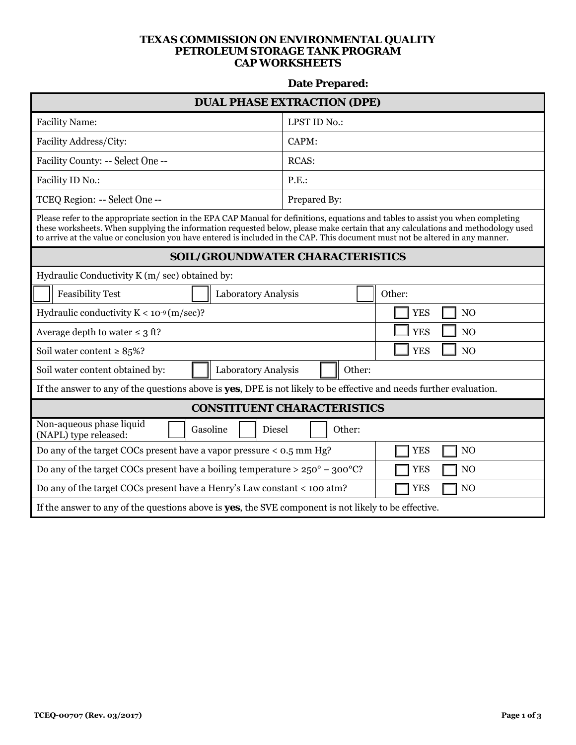# TEXAS COMMISSION ON ENVIRONMENTAL QUALITY
## PETROLEUM STORAGE TANK PROGRAM
## CAP WORKSHEETS

**Date Prepared:**

| DUAL PHASE EXTRACTION (DPE) | |
|---|---|
| Facility Name: | LPST ID No.: |
| Facility Address/City: | CAPM: |
| Facility County: -- Select One -- | RCAS: |
| Facility ID No.: | P.E.: |
| TCEQ Region: -- Select One -- | Prepared By: |

Please refer to the appropriate section in the EPA CAP Manual for definitions, equations and tables to assist you when completing these worksheets. When supplying the information requested below, please make certain that any calculations and methodology used to arrive at the value or conclusion you have entered is included in the CAP. This document must not be altered in any manner.

| SOIL/GROUNDWATER CHARACTERISTICS | |
|---|---|
| Hydraulic Conductivity K (m/ sec) obtained by: | |
| ☐ Feasibility Test ☐ Laboratory Analysis ☐ Other: | |
| Hydraulic conductivity K < $10^{-9}$ (m/sec)? | ☐ YES ☐ NO |
| Average depth to water ≤ 3 ft? | ☐ YES ☐ NO |
| Soil water content ≥ 85%? | ☐ YES ☐ NO |
| Soil water content obtained by: ☐ Laboratory Analysis ☐ Other: | |
| If the answer to any of the questions above is **yes**, DPE is not likely to be effective and needs further evaluation. | |

| CONSTITUENT CHARACTERISTICS | |
|---|---|
| Non-aqueous phase liquid (NAPL) type released: ☐ Gasoline ☐ Diesel ☐ Other: | |
| Do any of the target COCs present have a vapor pressure < 0.5 mm Hg? | ☐ YES ☐ NO |
| Do any of the target COCs present have a boiling temperature > 250° – 300°C? | ☐ YES ☐ NO |
| Do any of the target COCs present have a Henry's Law constant < 100 atm? | ☐ YES ☐ NO |
| If the answer to any of the questions above is **yes**, the SVE component is not likely to be effective. | |

TCEQ-00707 (Rev. 03/2017)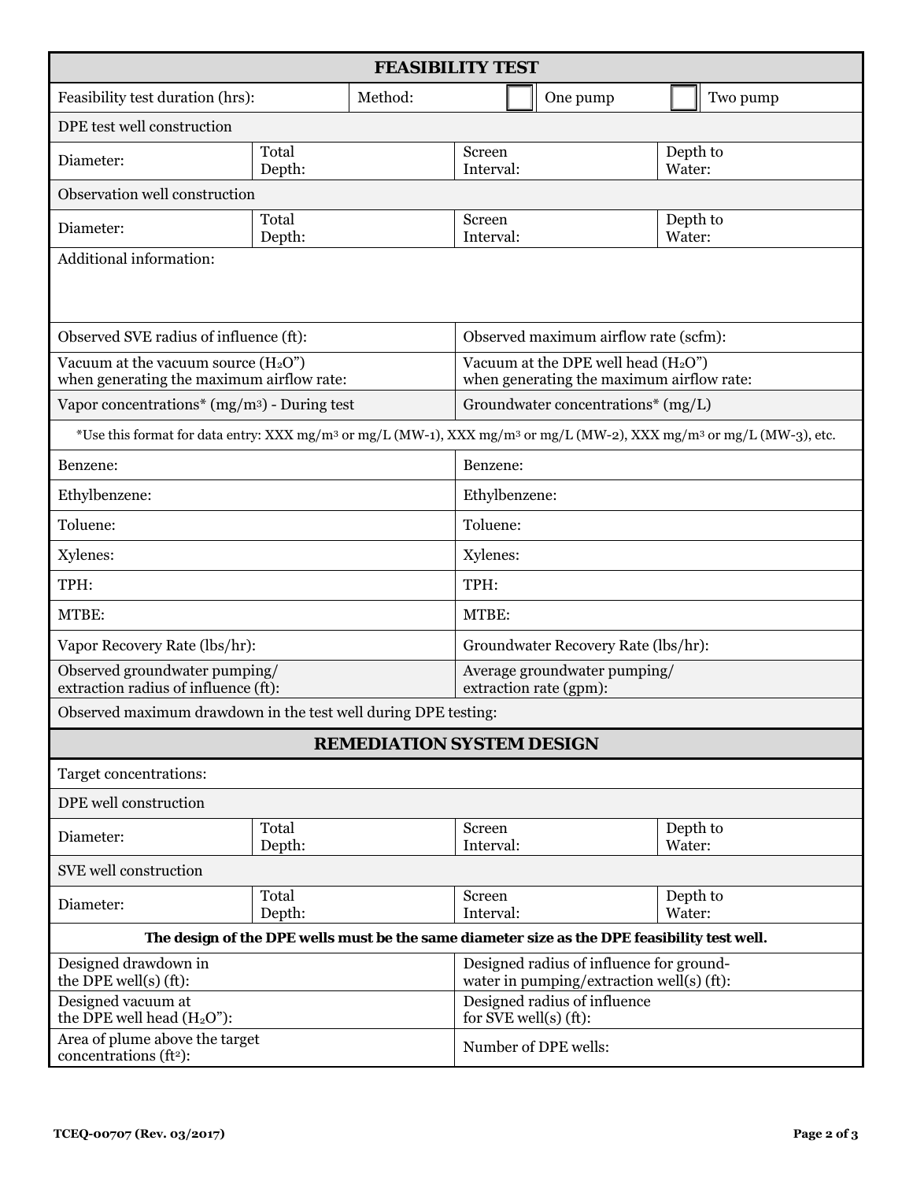## FEASIBILITY TEST

| Feasibility test duration (hrs): | | Method: | ☐ One pump | ☐ Two pump |
|---|---|---|---|---|

**DPE test well construction**

| Diameter: | Total Depth: | Screen Interval: | Depth to Water: |
|---|---|---|---|

**Observation well construction**

| Diameter: | Total Depth: | Screen Interval: | Depth to Water: |
|---|---|---|---|

Additional information:

| | |
|---|---|
| Observed SVE radius of influence (ft): | Observed maximum airflow rate (scfm): |
| Vacuum at the vacuum source ($H_2O$") when generating the maximum airflow rate: | Vacuum at the DPE well head ($H_2O$") when generating the maximum airflow rate: |
| Vapor concentrations* (mg/m$^3$) - During test | Groundwater concentrations* (mg/L) |

*Use this format for data entry: XXX mg/m$^3$ or mg/L (MW-1), XXX mg/m$^3$ or mg/L (MW-2), XXX mg/m$^3$ or mg/L (MW-3), etc.

| | |
|---|---|
| Benzene: | Benzene: |
| Ethylbenzene: | Ethylbenzene: |
| Toluene: | Toluene: |
| Xylenes: | Xylenes: |
| TPH: | TPH: |
| MTBE: | MTBE: |
| Vapor Recovery Rate (lbs/hr): | Groundwater Recovery Rate (lbs/hr): |
| Observed groundwater pumping/ extraction radius of influence (ft): | Average groundwater pumping/ extraction rate (gpm): |

Observed maximum drawdown in the test well during DPE testing:

## REMEDIATION SYSTEM DESIGN

Target concentrations:

**DPE well construction**

| Diameter: | Total Depth: | Screen Interval: | Depth to Water: |
|---|---|---|---|

**SVE well construction**

| Diameter: | Total Depth: | Screen Interval: | Depth to Water: |
|---|---|---|---|

**The design of the DPE wells must be the same diameter size as the DPE feasibility test well.**

| | |
|---|---|
| Designed drawdown in the DPE well(s) (ft): | Designed radius of influence for ground-water in pumping/extraction well(s) (ft): |
| Designed vacuum at the DPE well head ($H_2O$"): | Designed radius of influence for SVE well(s) (ft): |
| Area of plume above the target concentrations (ft$^2$): | Number of DPE wells: |

TCEQ-00707 (Rev. 03/2017)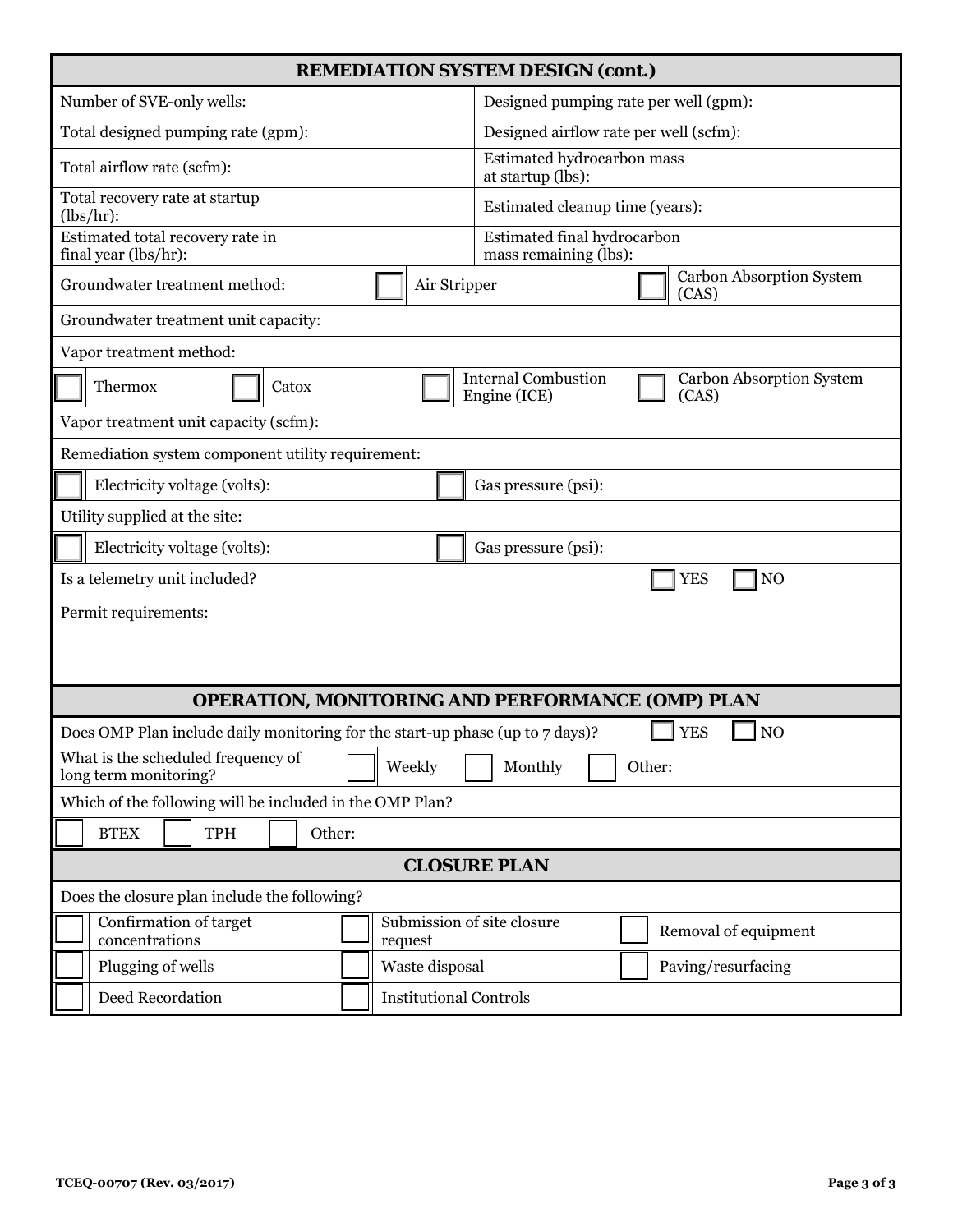## REMEDIATION SYSTEM DESIGN (cont.)

| | |
|---|---|
| Number of SVE-only wells: | Designed pumping rate per well (gpm): |
| Total designed pumping rate (gpm): | Designed airflow rate per well (scfm): |
| Total airflow rate (scfm): | Estimated hydrocarbon mass at startup (lbs): |
| Total recovery rate at startup (lbs/hr): | Estimated cleanup time (years): |
| Estimated total recovery rate in final year (lbs/hr): | Estimated final hydrocarbon mass remaining (lbs): |

Groundwater treatment method: ☐ Air Stripper ☐ Carbon Absorption System (CAS)

Groundwater treatment unit capacity:

Vapor treatment method:

☐ Thermox ☐ Catox ☐ Internal Combustion Engine (ICE) ☐ Carbon Absorption System (CAS)

Vapor treatment unit capacity (scfm):

Remediation system component utility requirement:

☐ Electricity voltage (volts): ☐ Gas pressure (psi):

Utility supplied at the site:

☐ Electricity voltage (volts): ☐ Gas pressure (psi):

Is a telemetry unit included? ☐ YES ☐ NO

Permit requirements:

## OPERATION, MONITORING AND PERFORMANCE (OMP) PLAN

Does OMP Plan include daily monitoring for the start-up phase (up to 7 days)? ☐ YES ☐ NO

What is the scheduled frequency of long term monitoring? ☐ Weekly ☐ Monthly ☐ Other:

Which of the following will be included in the OMP Plan?

☐ BTEX ☐ TPH ☐ Other:

## CLOSURE PLAN

Does the closure plan include the following?

| | | |
|---|---|---|
| ☐ Confirmation of target concentrations | ☐ Submission of site closure request | ☐ Removal of equipment |
| ☐ Plugging of wells | ☐ Waste disposal | ☐ Paving/resurfacing |
| ☐ Deed Recordation | ☐ Institutional Controls | |

TCEQ-00707 (Rev. 03/2017)